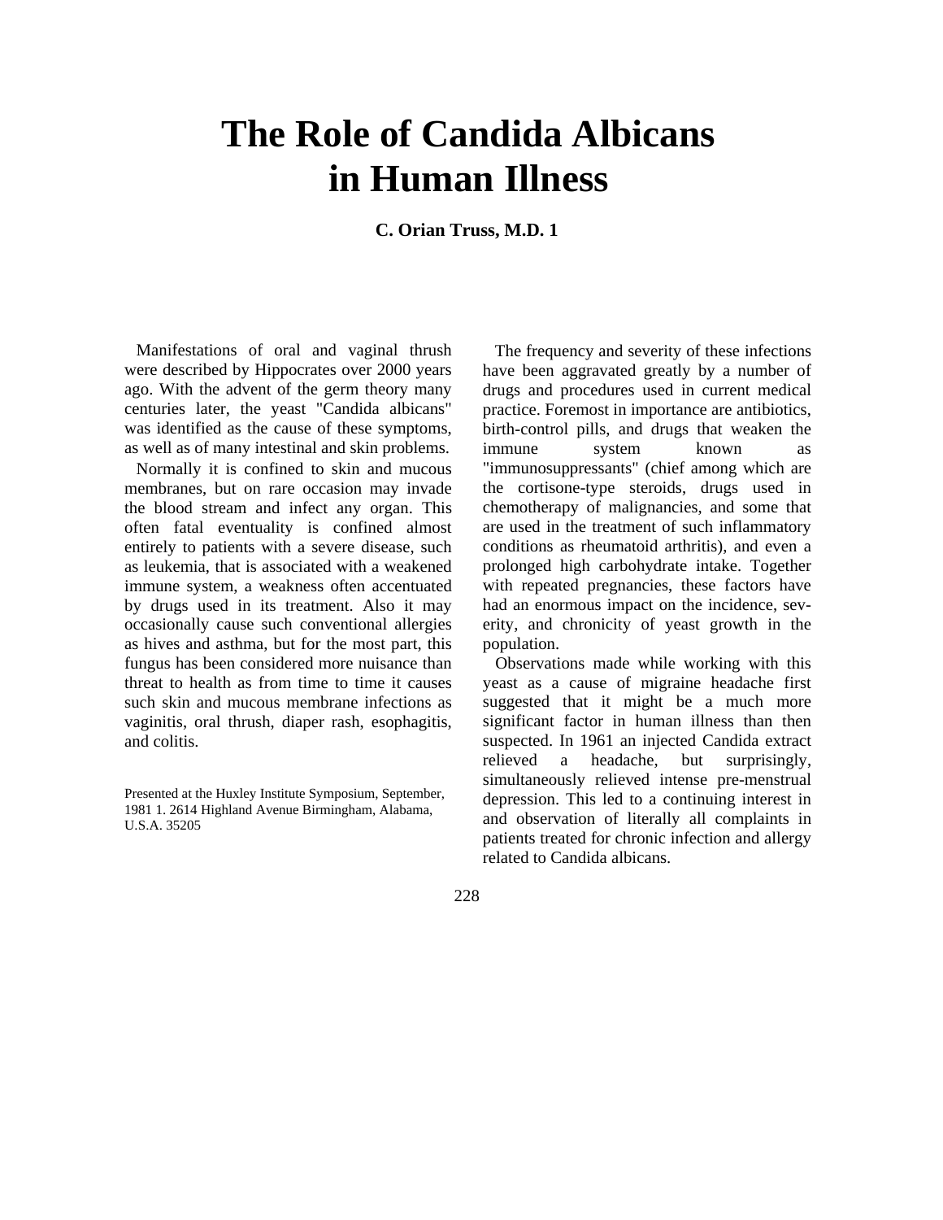# The Role of Candida Albicans in Human Illness

**C. Orian Truss, M.D. 1**

Manifestations of oral and vaginal thrush were described by Hippocrates over 2000 years ago. With the advent of the germ theory many centuries later, the yeast "Candida albicans" was identified as the cause of these symptoms, as well as of many intestinal and skin problems.

Normally it is confined to skin and mucous membranes, but on rare occasion may invade the blood stream and infect any organ. This often fatal eventuality is confined almost entirely to patients with a severe disease, such as leukemia, that is associated with a weakened immune system, a weakness often accentuated by drugs used in its treatment. Also it may occasionally cause such conventional allergies as hives and asthma, but for the most part, this fungus has been considered more nuisance than threat to health as from time to time it causes such skin and mucous membrane infections as vaginitis, oral thrush, diaper rash, esophagitis, and colitis.

The frequency and severity of these infections have been aggravated greatly by a number of drugs and procedures used in current medical practice. Foremost in importance are antibiotics, birth-control pills, and drugs that weaken the immune system known as "immunosuppressants" (chief among which are the cortisone-type steroids, drugs used in chemotherapy of malignancies, and some that are used in the treatment of such inflammatory conditions as rheumatoid arthritis), and even a prolonged high carbohydrate intake. Together with repeated pregnancies, these factors have had an enormous impact on the incidence, severity, and chronicity of yeast growth in the population.

Observations made while working with this yeast as a cause of migraine headache first suggested that it might be a much more significant factor in human illness than then suspected. In 1961 an injected Candida extract relieved a headache, but surprisingly, simultaneously relieved intense pre-menstrual depression. This led to a continuing interest in and observation of literally all complaints in patients treated for chronic infection and allergy related to Candida albicans.

Presented at the Huxley Institute Symposium, September, 1981 1. 2614 Highland Avenue Birmingham, Alabama, U.S.A. 35205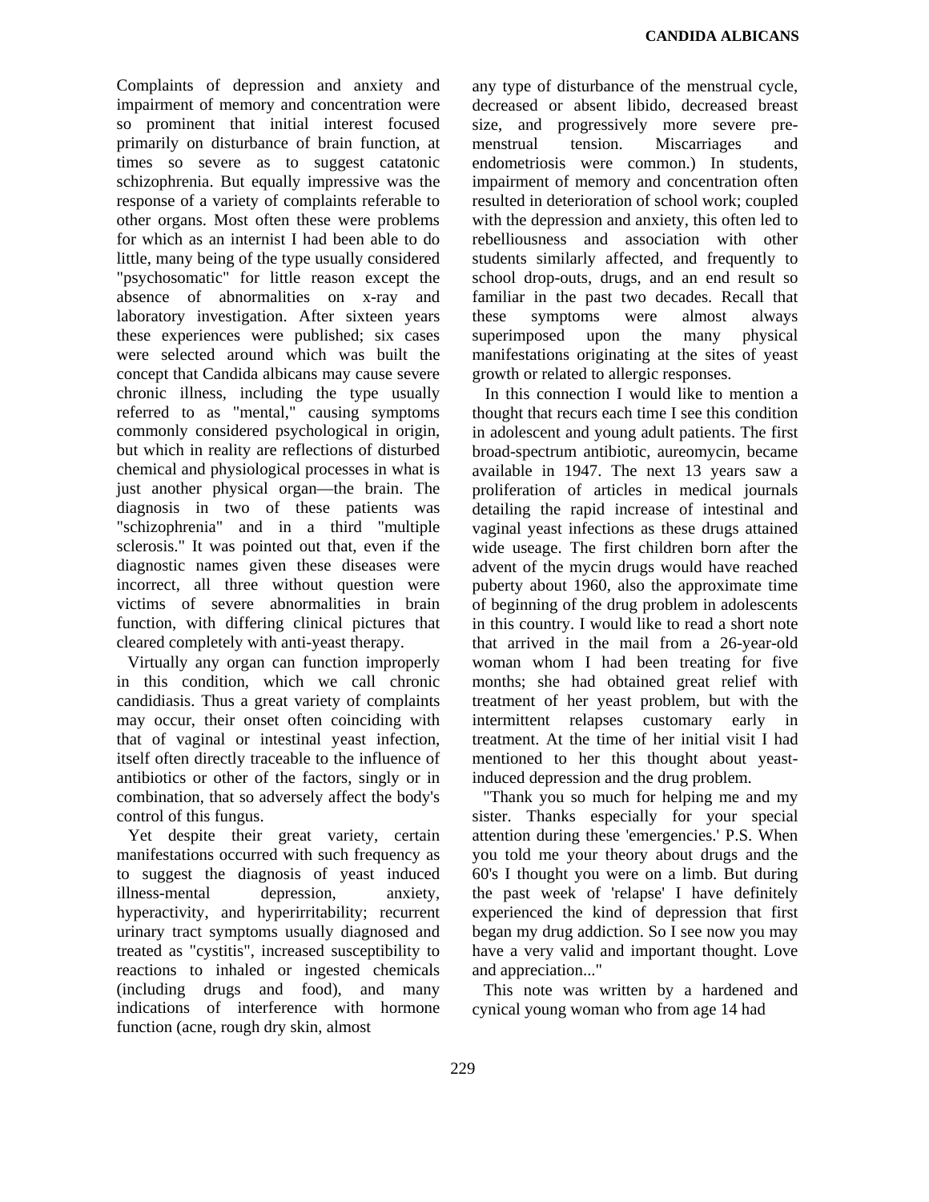Complaints of depression and anxiety and impairment of memory and concentration were so prominent that initial interest focused primarily on disturbance of brain function, at times so severe as to suggest catatonic schizophrenia. But equally impressive was the response of a variety of complaints referable to other organs. Most often these were problems for which as an internist I had been able to do little, many being of the type usually considered "psychosomatic" for little reason except the absence of abnormalities on x-ray and laboratory investigation. After sixteen years these experiences were published; six cases were selected around which was built the concept that Candida albicans may cause severe chronic illness, including the type usually referred to as "mental," causing symptoms commonly considered psychological in origin, but which in reality are reflections of disturbed chemical and physiological processes in what is just another physical organ—the brain. The diagnosis in two of these patients was "schizophrenia" and in a third "multiple sclerosis." It was pointed out that, even if the diagnostic names given these diseases were incorrect, all three without question were victims of severe abnormalities in brain function, with differing clinical pictures that cleared completely with anti-yeast therapy.

Virtually any organ can function improperly in this condition, which we call chronic candidiasis. Thus a great variety of complaints may occur, their onset often coinciding with that of vaginal or intestinal yeast infection, itself often directly traceable to the influence of antibiotics or other of the factors, singly or in combination, that so adversely affect the body's control of this fungus.

Yet despite their great variety, certain manifestations occurred with such frequency as to suggest the diagnosis of yeast induced illness-mental depression, anxiety, hyperactivity, and hyperirritability; recurrent urinary tract symptoms usually diagnosed and treated as "cystitis", increased susceptibility to reactions to inhaled or ingested chemicals (including drugs and food), and many indications of interference with hormone function (acne, rough dry skin, almost any type of disturbance of the menstrual cycle, decreased or absent libido, decreased breast size, and progressively more severe pre-menstrual tension. Miscarriages and endometriosis were common.) In students, impairment of memory and concentration often resulted in deterioration of school work; coupled with the depression and anxiety, this often led to rebelliousness and association with other students similarly affected, and frequently to school drop-outs, drugs, and an end result so familiar in the past two decades. Recall that these symptoms were almost always superimposed upon the many physical manifestations originating at the sites of yeast growth or related to allergic responses.

In this connection I would like to mention a thought that recurs each time I see this condition in adolescent and young adult patients. The first broad-spectrum antibiotic, aureomycin, became available in 1947. The next 13 years saw a proliferation of articles in medical journals detailing the rapid increase of intestinal and vaginal yeast infections as these drugs attained wide useage. The first children born after the advent of the mycin drugs would have reached puberty about 1960, also the approximate time of beginning of the drug problem in adolescents in this country. I would like to read a short note that arrived in the mail from a 26-year-old woman whom I had been treating for five months; she had obtained great relief with treatment of her yeast problem, but with the intermittent relapses customary early in treatment. At the time of her initial visit I had mentioned to her this thought about yeast-induced depression and the drug problem.

"Thank you so much for helping me and my sister. Thanks especially for your special attention during these 'emergencies.' P.S. When you told me your theory about drugs and the 60's I thought you were on a limb. But during the past week of 'relapse' I have definitely experienced the kind of depression that first began my drug addiction. So I see now you may have a very valid and important thought. Love and appreciation..."

This note was written by a hardened and cynical young woman who from age 14 had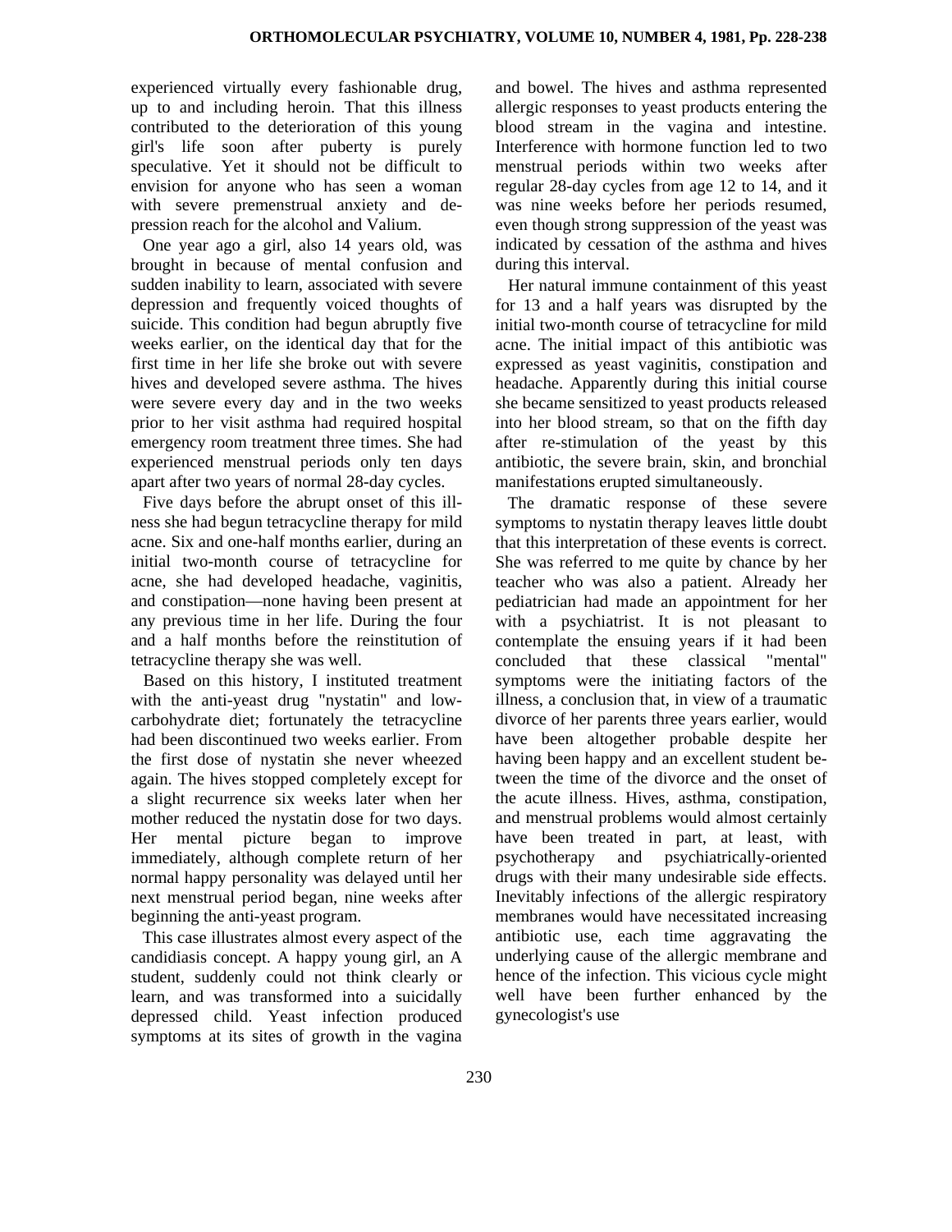experienced virtually every fashionable drug, up to and including heroin. That this illness contributed to the deterioration of this young girl's life soon after puberty is purely speculative. Yet it should not be difficult to envision for anyone who has seen a woman with severe premenstrual anxiety and depression reach for the alcohol and Valium.

One year ago a girl, also 14 years old, was brought in because of mental confusion and sudden inability to learn, associated with severe depression and frequently voiced thoughts of suicide. This condition had begun abruptly five weeks earlier, on the identical day that for the first time in her life she broke out with severe hives and developed severe asthma. The hives were severe every day and in the two weeks prior to her visit asthma had required hospital emergency room treatment three times. She had experienced menstrual periods only ten days apart after two years of normal 28-day cycles.

Five days before the abrupt onset of this illness she had begun tetracycline therapy for mild acne. Six and one-half months earlier, during an initial two-month course of tetracycline for acne, she had developed headache, vaginitis, and constipation—none having been present at any previous time in her life. During the four and a half months before the reinstitution of tetracycline therapy she was well.

Based on this history, I instituted treatment with the anti-yeast drug "nystatin" and low-carbohydrate diet; fortunately the tetracycline had been discontinued two weeks earlier. From the first dose of nystatin she never wheezed again. The hives stopped completely except for a slight recurrence six weeks later when her mother reduced the nystatin dose for two days. Her mental picture began to improve immediately, although complete return of her normal happy personality was delayed until her next menstrual period began, nine weeks after beginning the anti-yeast program.

This case illustrates almost every aspect of the candidiasis concept. A happy young girl, an A student, suddenly could not think clearly or learn, and was transformed into a suicidally depressed child. Yeast infection produced symptoms at its sites of growth in the vagina and bowel. The hives and asthma represented allergic responses to yeast products entering the blood stream in the vagina and intestine. Interference with hormone function led to two menstrual periods within two weeks after regular 28-day cycles from age 12 to 14, and it was nine weeks before her periods resumed, even though strong suppression of the yeast was indicated by cessation of the asthma and hives during this interval.

Her natural immune containment of this yeast for 13 and a half years was disrupted by the initial two-month course of tetracycline for mild acne. The initial impact of this antibiotic was expressed as yeast vaginitis, constipation and headache. Apparently during this initial course she became sensitized to yeast products released into her blood stream, so that on the fifth day after re-stimulation of the yeast by this antibiotic, the severe brain, skin, and bronchial manifestations erupted simultaneously.

The dramatic response of these severe symptoms to nystatin therapy leaves little doubt that this interpretation of these events is correct. She was referred to me quite by chance by her teacher who was also a patient. Already her pediatrician had made an appointment for her with a psychiatrist. It is not pleasant to contemplate the ensuing years if it had been concluded that these classical "mental" symptoms were the initiating factors of the illness, a conclusion that, in view of a traumatic divorce of her parents three years earlier, would have been altogether probable despite her having been happy and an excellent student between the time of the divorce and the onset of the acute illness. Hives, asthma, constipation, and menstrual problems would almost certainly have been treated in part, at least, with psychotherapy and psychiatrically-oriented drugs with their many undesirable side effects. Inevitably infections of the allergic respiratory membranes would have necessitated increasing antibiotic use, each time aggravating the underlying cause of the allergic membrane and hence of the infection. This vicious cycle might well have been further enhanced by the gynecologist's use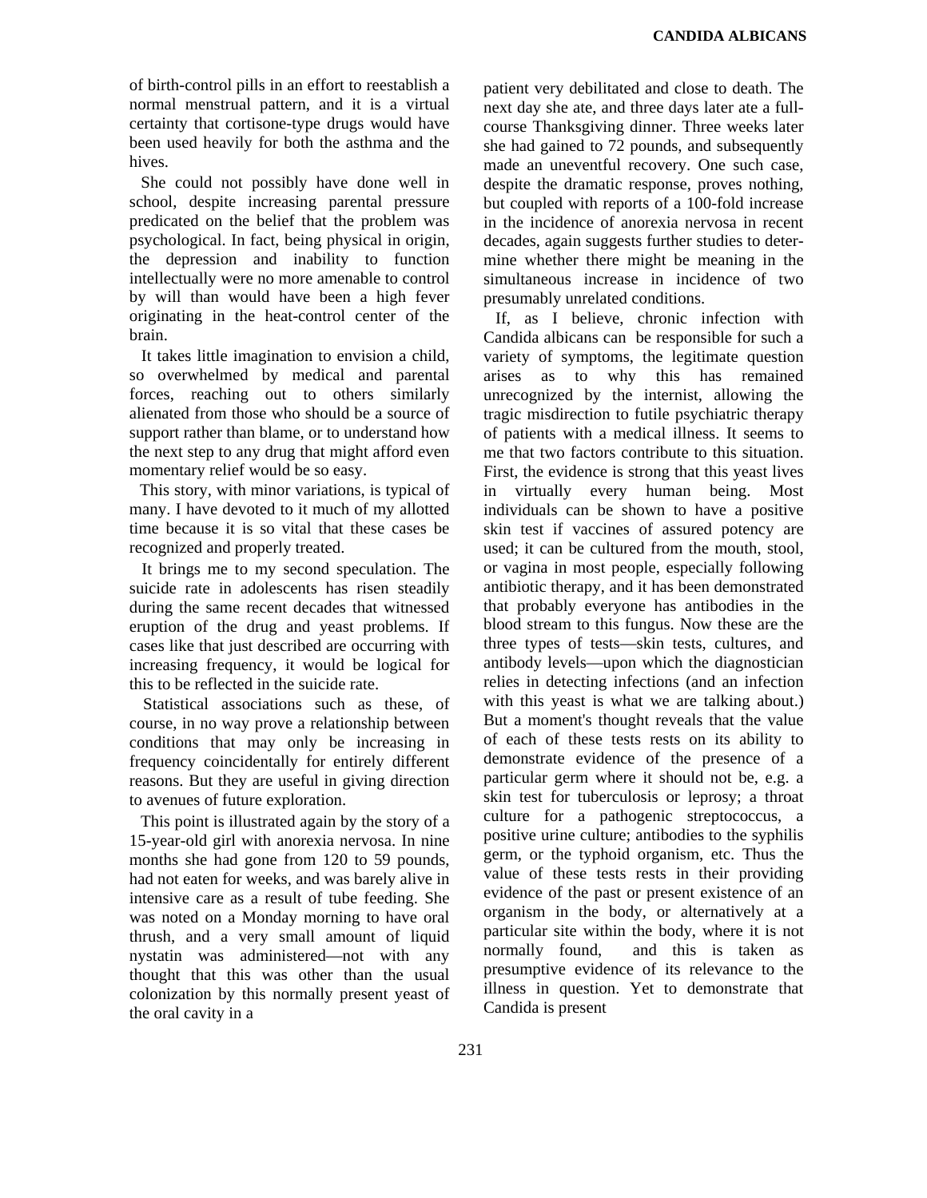of birth-control pills in an effort to reestablish a normal menstrual pattern, and it is a virtual certainty that cortisone-type drugs would have been used heavily for both the asthma and the hives.

She could not possibly have done well in school, despite increasing parental pressure predicated on the belief that the problem was psychological. In fact, being physical in origin, the depression and inability to function intellectually were no more amenable to control by will than would have been a high fever originating in the heat-control center of the brain.

It takes little imagination to envision a child, so overwhelmed by medical and parental forces, reaching out to others similarly alienated from those who should be a source of support rather than blame, or to understand how the next step to any drug that might afford even momentary relief would be so easy.

This story, with minor variations, is typical of many. I have devoted to it much of my allotted time because it is so vital that these cases be recognized and properly treated.

It brings me to my second speculation. The suicide rate in adolescents has risen steadily during the same recent decades that witnessed eruption of the drug and yeast problems. If cases like that just described are occurring with increasing frequency, it would be logical for this to be reflected in the suicide rate.

Statistical associations such as these, of course, in no way prove a relationship between conditions that may only be increasing in frequency coincidentally for entirely different reasons. But they are useful in giving direction to avenues of future exploration.

This point is illustrated again by the story of a 15-year-old girl with anorexia nervosa. In nine months she had gone from 120 to 59 pounds, had not eaten for weeks, and was barely alive in intensive care as a result of tube feeding. She was noted on a Monday morning to have oral thrush, and a very small amount of liquid nystatin was administered—not with any thought that this was other than the usual colonization by this normally present yeast of the oral cavity in a patient very debilitated and close to death. The next day she ate, and three days later ate a full-course Thanksgiving dinner. Three weeks later she had gained to 72 pounds, and subsequently made an uneventful recovery. One such case, despite the dramatic response, proves nothing, but coupled with reports of a 100-fold increase in the incidence of anorexia nervosa in recent decades, again suggests further studies to determine whether there might be meaning in the simultaneous increase in incidence of two presumably unrelated conditions.

If, as I believe, chronic infection with Candida albicans can be responsible for such a variety of symptoms, the legitimate question arises as to why this has remained unrecognized by the internist, allowing the tragic misdirection to futile psychiatric therapy of patients with a medical illness. It seems to me that two factors contribute to this situation. First, the evidence is strong that this yeast lives in virtually every human being. Most individuals can be shown to have a positive skin test if vaccines of assured potency are used; it can be cultured from the mouth, stool, or vagina in most people, especially following antibiotic therapy, and it has been demonstrated that probably everyone has antibodies in the blood stream to this fungus. Now these are the three types of tests—skin tests, cultures, and antibody levels—upon which the diagnostician relies in detecting infections (and an infection with this yeast is what we are talking about.) But a moment's thought reveals that the value of each of these tests rests on its ability to demonstrate evidence of the presence of a particular germ where it should not be, e.g. a skin test for tuberculosis or leprosy; a throat culture for a pathogenic streptococcus, a positive urine culture; antibodies to the syphilis germ, or the typhoid organism, etc. Thus the value of these tests rests in their providing evidence of the past or present existence of an organism in the body, or alternatively at a particular site within the body, where it is not normally found, and this is taken as presumptive evidence of its relevance to the illness in question. Yet to demonstrate that Candida is present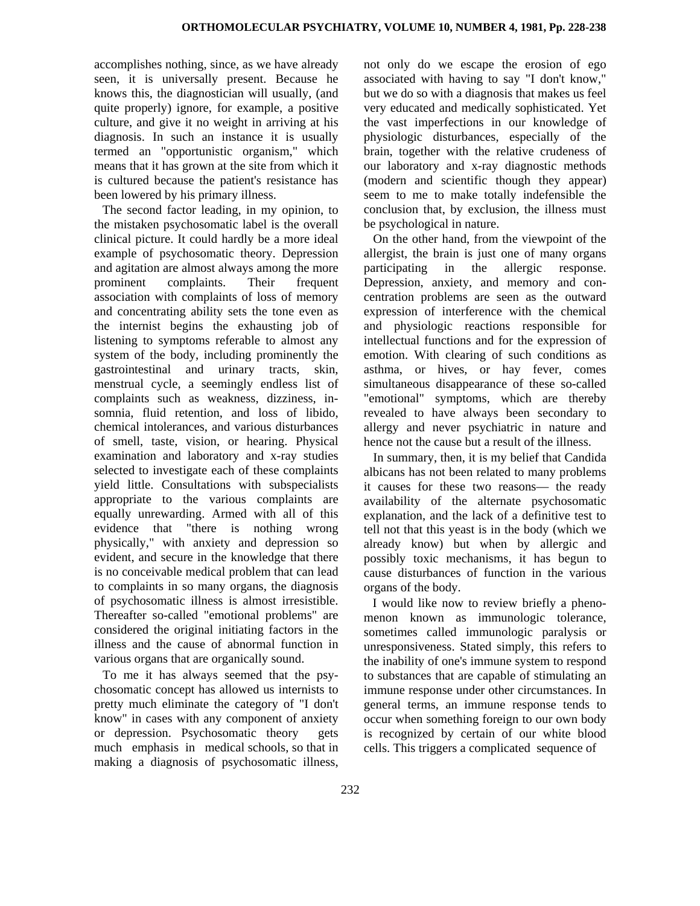accomplishes nothing, since, as we have already seen, it is universally present. Because he knows this, the diagnostician will usually, (and quite properly) ignore, for example, a positive culture, and give it no weight in arriving at his diagnosis. In such an instance it is usually termed an "opportunistic organism," which means that it has grown at the site from which it is cultured because the patient's resistance has been lowered by his primary illness.

The second factor leading, in my opinion, to the mistaken psychosomatic label is the overall clinical picture. It could hardly be a more ideal example of psychosomatic theory. Depression and agitation are almost always among the more prominent complaints. Their frequent association with complaints of loss of memory and concentrating ability sets the tone even as the internist begins the exhausting job of listening to symptoms referable to almost any system of the body, including prominently the gastrointestinal and urinary tracts, skin, menstrual cycle, a seemingly endless list of complaints such as weakness, dizziness, insomnia, fluid retention, and loss of libido, chemical intolerances, and various disturbances of smell, taste, vision, or hearing. Physical examination and laboratory and x-ray studies selected to investigate each of these complaints yield little. Consultations with subspecialists appropriate to the various complaints are equally unrewarding. Armed with all of this evidence that "there is nothing wrong physically," with anxiety and depression so evident, and secure in the knowledge that there is no conceivable medical problem that can lead to complaints in so many organs, the diagnosis of psychosomatic illness is almost irresistible. Thereafter so-called "emotional problems" are considered the original initiating factors in the illness and the cause of abnormal function in various organs that are organically sound.

To me it has always seemed that the psychosomatic concept has allowed us internists to pretty much eliminate the category of "I don't know" in cases with any component of anxiety or depression. Psychosomatic theory gets much emphasis in medical schools, so that in making a diagnosis of psychosomatic illness, not only do we escape the erosion of ego associated with having to say "I don't know," but we do so with a diagnosis that makes us feel very educated and medically sophisticated. Yet the vast imperfections in our knowledge of physiologic disturbances, especially of the brain, together with the relative crudeness of our laboratory and x-ray diagnostic methods (modern and scientific though they appear) seem to me to make totally indefensible the conclusion that, by exclusion, the illness must be psychological in nature.

On the other hand, from the viewpoint of the allergist, the brain is just one of many organs participating in the allergic response. Depression, anxiety, and memory and concentration problems are seen as the outward expression of interference with the chemical and physiologic reactions responsible for intellectual functions and for the expression of emotion. With clearing of such conditions as asthma, or hives, or hay fever, comes simultaneous disappearance of these so-called "emotional" symptoms, which are thereby revealed to have always been secondary to allergy and never psychiatric in nature and hence not the cause but a result of the illness.

In summary, then, it is my belief that Candida albicans has not been related to many problems it causes for these two reasons— the ready availability of the alternate psychosomatic explanation, and the lack of a definitive test to tell not that this yeast is in the body (which we already know) but when by allergic and possibly toxic mechanisms, it has begun to cause disturbances of function in the various organs of the body.

I would like now to review briefly a phenomenon known as immunologic tolerance, sometimes called immunologic paralysis or unresponsiveness. Stated simply, this refers to the inability of one's immune system to respond to substances that are capable of stimulating an immune response under other circumstances. In general terms, an immune response tends to occur when something foreign to our own body is recognized by certain of our white blood cells. This triggers a complicated sequence of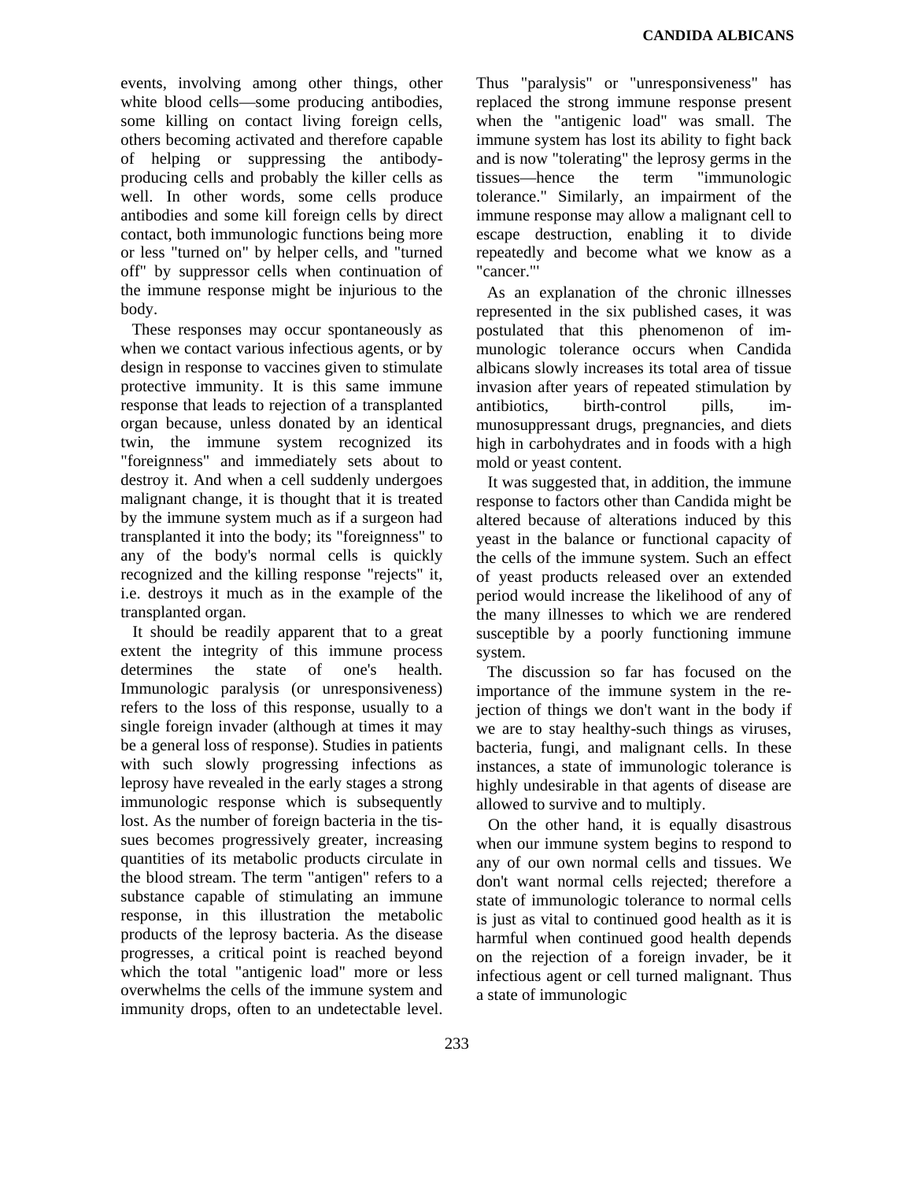events, involving among other things, other white blood cells—some producing antibodies, some killing on contact living foreign cells, others becoming activated and therefore capable of helping or suppressing the antibody-producing cells and probably the killer cells as well. In other words, some cells produce antibodies and some kill foreign cells by direct contact, both immunologic functions being more or less "turned on" by helper cells, and "turned off" by suppressor cells when continuation of the immune response might be injurious to the body.

These responses may occur spontaneously as when we contact various infectious agents, or by design in response to vaccines given to stimulate protective immunity. It is this same immune response that leads to rejection of a transplanted organ because, unless donated by an identical twin, the immune system recognized its "foreignness" and immediately sets about to destroy it. And when a cell suddenly undergoes malignant change, it is thought that it is treated by the immune system much as if a surgeon had transplanted it into the body; its "foreignness" to any of the body's normal cells is quickly recognized and the killing response "rejects" it, i.e. destroys it much as in the example of the transplanted organ.

It should be readily apparent that to a great extent the integrity of this immune process determines the state of one's health. Immunologic paralysis (or unresponsiveness) refers to the loss of this response, usually to a single foreign invader (although at times it may be a general loss of response). Studies in patients with such slowly progressing infections as leprosy have revealed in the early stages a strong immunologic response which is subsequently lost. As the number of foreign bacteria in the tissues becomes progressively greater, increasing quantities of its metabolic products circulate in the blood stream. The term "antigen" refers to a substance capable of stimulating an immune response, in this illustration the metabolic products of the leprosy bacteria. As the disease progresses, a critical point is reached beyond which the total "antigenic load" more or less overwhelms the cells of the immune system and immunity drops, often to an undetectable level. Thus "paralysis" or "unresponsiveness" has replaced the strong immune response present when the "antigenic load" was small. The immune system has lost its ability to fight back and is now "tolerating" the leprosy germs in the tissues—hence the term "immunologic tolerance." Similarly, an impairment of the immune response may allow a malignant cell to escape destruction, enabling it to divide repeatedly and become what we know as a "cancer."'

As an explanation of the chronic illnesses represented in the six published cases, it was postulated that this phenomenon of immunologic tolerance occurs when Candida albicans slowly increases its total area of tissue invasion after years of repeated stimulation by antibiotics, birth-control pills, immunosuppressant drugs, pregnancies, and diets high in carbohydrates and in foods with a high mold or yeast content.

It was suggested that, in addition, the immune response to factors other than Candida might be altered because of alterations induced by this yeast in the balance or functional capacity of the cells of the immune system. Such an effect of yeast products released over an extended period would increase the likelihood of any of the many illnesses to which we are rendered susceptible by a poorly functioning immune system.

The discussion so far has focused on the importance of the immune system in the rejection of things we don't want in the body if we are to stay healthy-such things as viruses, bacteria, fungi, and malignant cells. In these instances, a state of immunologic tolerance is highly undesirable in that agents of disease are allowed to survive and to multiply.

On the other hand, it is equally disastrous when our immune system begins to respond to any of our own normal cells and tissues. We don't want normal cells rejected; therefore a state of immunologic tolerance to normal cells is just as vital to continued good health as it is harmful when continued good health depends on the rejection of a foreign invader, be it infectious agent or cell turned malignant. Thus a state of immunologic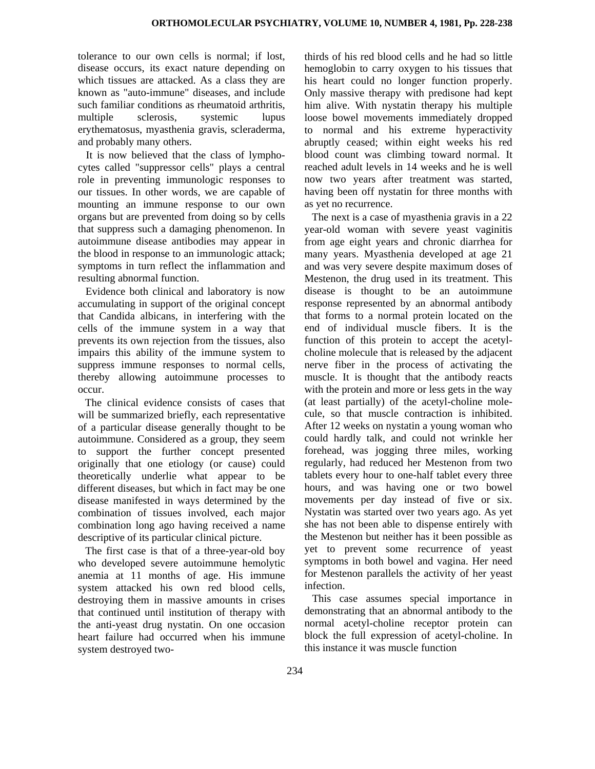tolerance to our own cells is normal; if lost, disease occurs, its exact nature depending on which tissues are attacked. As a class they are known as "auto-immune" diseases, and include such familiar conditions as rheumatoid arthritis, multiple sclerosis, systemic lupus erythematosus, myasthenia gravis, scleraderma, and probably many others.

It is now believed that the class of lymphocytes called "suppressor cells" plays a central role in preventing immunologic responses to our tissues. In other words, we are capable of mounting an immune response to our own organs but are prevented from doing so by cells that suppress such a damaging phenomenon. In autoimmune disease antibodies may appear in the blood in response to an immunologic attack; symptoms in turn reflect the inflammation and resulting abnormal function.

Evidence both clinical and laboratory is now accumulating in support of the original concept that Candida albicans, in interfering with the cells of the immune system in a way that prevents its own rejection from the tissues, also impairs this ability of the immune system to suppress immune responses to normal cells, thereby allowing autoimmune processes to occur.

The clinical evidence consists of cases that will be summarized briefly, each representative of a particular disease generally thought to be autoimmune. Considered as a group, they seem to support the further concept presented originally that one etiology (or cause) could theoretically underlie what appear to be different diseases, but which in fact may be one disease manifested in ways determined by the combination of tissues involved, each major combination long ago having received a name descriptive of its particular clinical picture.

The first case is that of a three-year-old boy who developed severe autoimmune hemolytic anemia at 11 months of age. His immune system attacked his own red blood cells, destroying them in massive amounts in crises that continued until institution of therapy with the anti-yeast drug nystatin. On one occasion heart failure had occurred when his immune system destroyed two-thirds of his red blood cells and he had so little hemoglobin to carry oxygen to his tissues that his heart could no longer function properly. Only massive therapy with predisone had kept him alive. With nystatin therapy his multiple loose bowel movements immediately dropped to normal and his extreme hyperactivity abruptly ceased; within eight weeks his red blood count was climbing toward normal. It reached adult levels in 14 weeks and he is well now two years after treatment was started, having been off nystatin for three months with as yet no recurrence.

The next is a case of myasthenia gravis in a 22 year-old woman with severe yeast vaginitis from age eight years and chronic diarrhea for many years. Myasthenia developed at age 21 and was very severe despite maximum doses of Mestenon, the drug used in its treatment. This disease is thought to be an autoimmune response represented by an abnormal antibody that forms to a normal protein located on the end of individual muscle fibers. It is the function of this protein to accept the acetyl-choline molecule that is released by the adjacent nerve fiber in the process of activating the muscle. It is thought that the antibody reacts with the protein and more or less gets in the way (at least partially) of the acetyl-choline molecule, so that muscle contraction is inhibited. After 12 weeks on nystatin a young woman who could hardly talk, and could not wrinkle her forehead, was jogging three miles, working regularly, had reduced her Mestenon from two tablets every hour to one-half tablet every three hours, and was having one or two bowel movements per day instead of five or six. Nystatin was started over two years ago. As yet she has not been able to dispense entirely with the Mestenon but neither has it been possible as yet to prevent some recurrence of yeast symptoms in both bowel and vagina. Her need for Mestenon parallels the activity of her yeast infection.

This case assumes special importance in demonstrating that an abnormal antibody to the normal acetyl-choline receptor protein can block the full expression of acetyl-choline. In this instance it was muscle function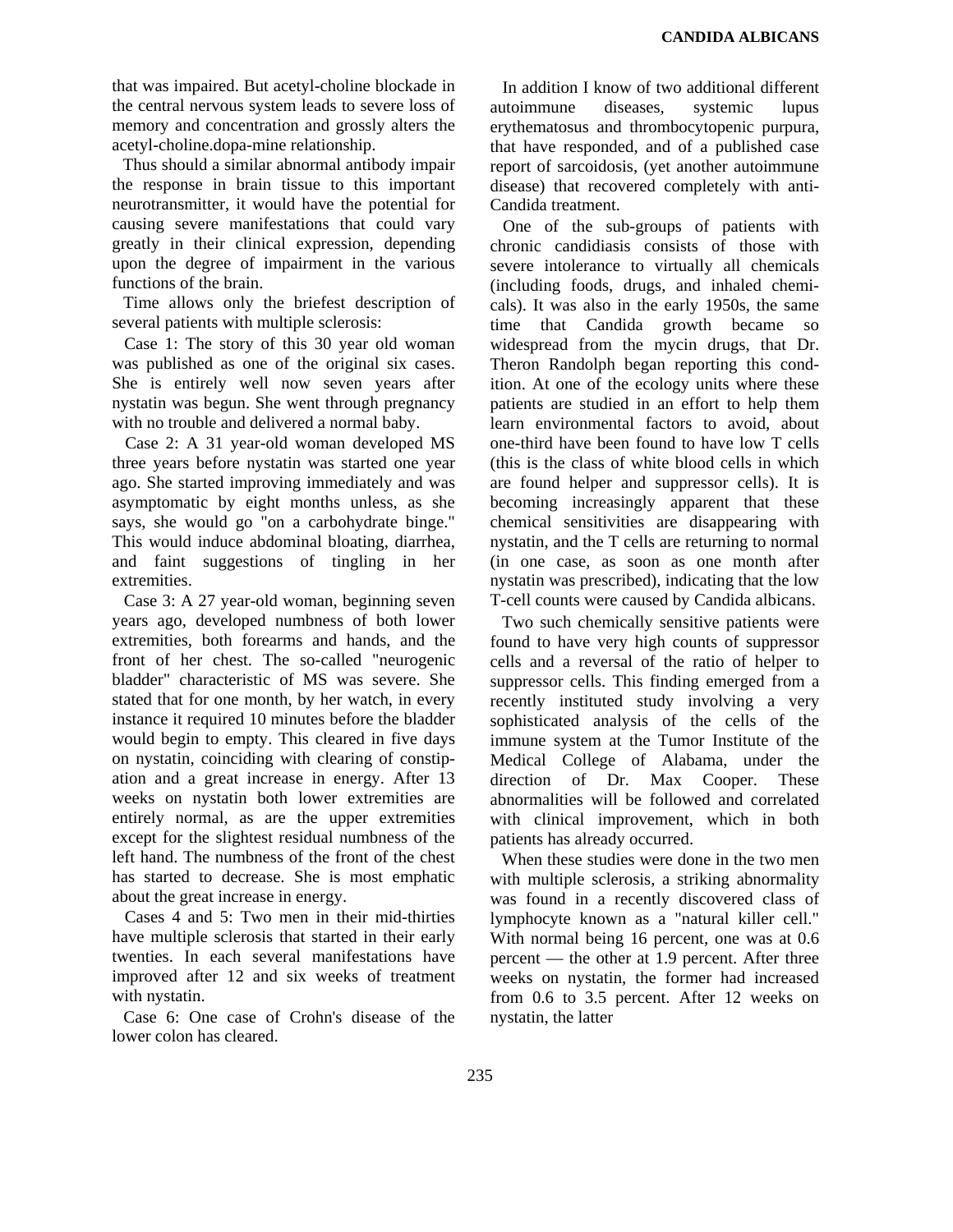that was impaired. But acetyl-choline blockade in the central nervous system leads to severe loss of memory and concentration and grossly alters the acetyl-choline.dopa-mine relationship.

Thus should a similar abnormal antibody impair the response in brain tissue to this important neurotransmitter, it would have the potential for causing severe manifestations that could vary greatly in their clinical expression, depending upon the degree of impairment in the various functions of the brain.

Time allows only the briefest description of several patients with multiple sclerosis:

Case 1: The story of this 30 year old woman was published as one of the original six cases. She is entirely well now seven years after nystatin was begun. She went through pregnancy with no trouble and delivered a normal baby.

Case 2: A 31 year-old woman developed MS three years before nystatin was started one year ago. She started improving immediately and was asymptomatic by eight months unless, as she says, she would go "on a carbohydrate binge." This would induce abdominal bloating, diarrhea, and faint suggestions of tingling in her extremities.

Case 3: A 27 year-old woman, beginning seven years ago, developed numbness of both lower extremities, both forearms and hands, and the front of her chest. The so-called "neurogenic bladder" characteristic of MS was severe. She stated that for one month, by her watch, in every instance it required 10 minutes before the bladder would begin to empty. This cleared in five days on nystatin, coinciding with clearing of constipation and a great increase in energy. After 13 weeks on nystatin both lower extremities are entirely normal, as are the upper extremities except for the slightest residual numbness of the left hand. The numbness of the front of the chest has started to decrease. She is most emphatic about the great increase in energy.

Cases 4 and 5: Two men in their mid-thirties have multiple sclerosis that started in their early twenties. In each several manifestations have improved after 12 and six weeks of treatment with nystatin.

Case 6: One case of Crohn's disease of the lower colon has cleared.

In addition I know of two additional different autoimmune diseases, systemic lupus erythematosus and thrombocytopenic purpura, that have responded, and of a published case report of sarcoidosis, (yet another autoimmune disease) that recovered completely with anti-Candida treatment.

One of the sub-groups of patients with chronic candidiasis consists of those with severe intolerance to virtually all chemicals (including foods, drugs, and inhaled chemicals). It was also in the early 1950s, the same time that Candida growth became so widespread from the mycin drugs, that Dr. Theron Randolph began reporting this condition. At one of the ecology units where these patients are studied in an effort to help them learn environmental factors to avoid, about one-third have been found to have low T cells (this is the class of white blood cells in which are found helper and suppressor cells). It is becoming increasingly apparent that these chemical sensitivities are disappearing with nystatin, and the T cells are returning to normal (in one case, as soon as one month after nystatin was prescribed), indicating that the low T-cell counts were caused by Candida albicans.

Two such chemically sensitive patients were found to have very high counts of suppressor cells and a reversal of the ratio of helper to suppressor cells. This finding emerged from a recently instituted study involving a very sophisticated analysis of the cells of the immune system at the Tumor Institute of the Medical College of Alabama, under the direction of Dr. Max Cooper. These abnormalities will be followed and correlated with clinical improvement, which in both patients has already occurred.

When these studies were done in the two men with multiple sclerosis, a striking abnormality was found in a recently discovered class of lymphocyte known as a "natural killer cell." With normal being 16 percent, one was at 0.6 percent — the other at 1.9 percent. After three weeks on nystatin, the former had increased from 0.6 to 3.5 percent. After 12 weeks on nystatin, the latter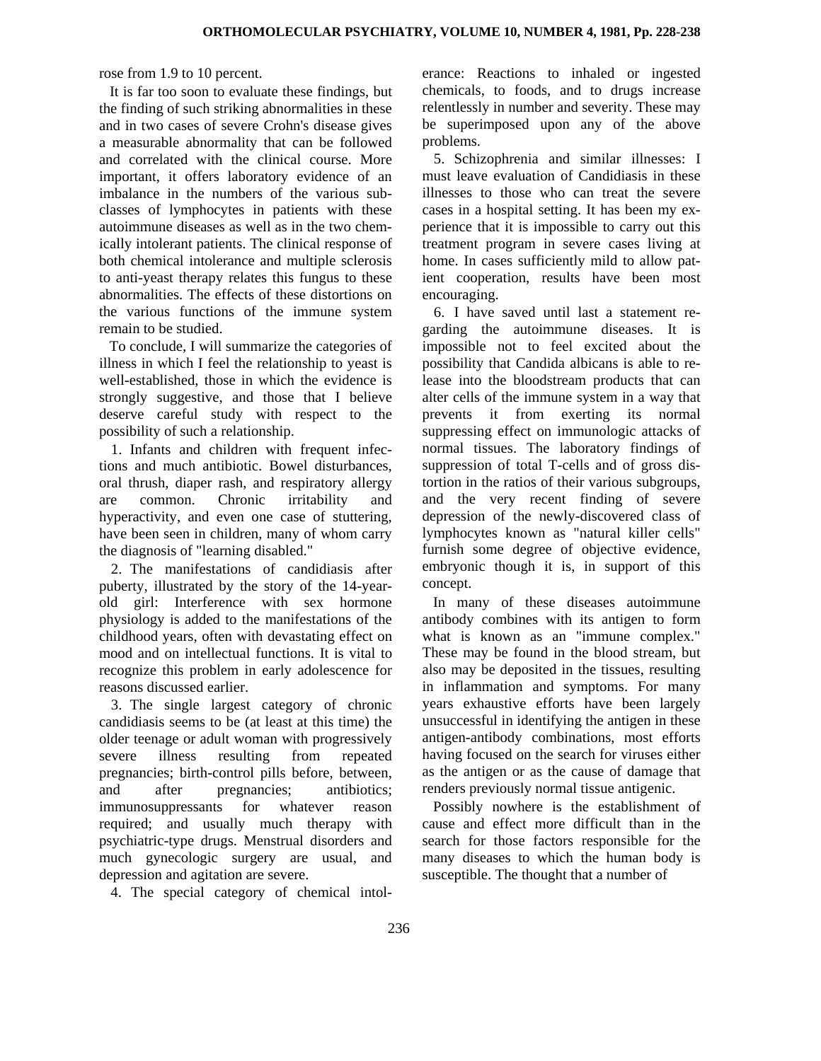rose from 1.9 to 10 percent.

It is far too soon to evaluate these findings, but the finding of such striking abnormalities in these and in two cases of severe Crohn's disease gives a measurable abnormality that can be followed and correlated with the clinical course. More important, it offers laboratory evidence of an imbalance in the numbers of the various subclasses of lymphocytes in patients with these autoimmune diseases as well as in the two chemically intolerant patients. The clinical response of both chemical intolerance and multiple sclerosis to anti-yeast therapy relates this fungus to these abnormalities. The effects of these distortions on the various functions of the immune system remain to be studied.

To conclude, I will summarize the categories of illness in which I feel the relationship to yeast is well-established, those in which the evidence is strongly suggestive, and those that I believe deserve careful study with respect to the possibility of such a relationship.

1. Infants and children with frequent infections and much antibiotic. Bowel disturbances, oral thrush, diaper rash, and respiratory allergy are common. Chronic irritability and hyperactivity, and even one case of stuttering, have been seen in children, many of whom carry the diagnosis of "learning disabled."

2. The manifestations of candidiasis after puberty, illustrated by the story of the 14-year-old girl: Interference with sex hormone physiology is added to the manifestations of the childhood years, often with devastating effect on mood and on intellectual functions. It is vital to recognize this problem in early adolescence for reasons discussed earlier.

3. The single largest category of chronic candidiasis seems to be (at least at this time) the older teenage or adult woman with progressively severe illness resulting from repeated pregnancies; birth-control pills before, between, and after pregnancies; antibiotics; immunosuppressants for whatever reason required; and usually much therapy with psychiatric-type drugs. Menstrual disorders and much gynecologic surgery are usual, and depression and agitation are severe.

4. The special category of chemical intolerance: Reactions to inhaled or ingested chemicals, to foods, and to drugs increase relentlessly in number and severity. These may be superimposed upon any of the above problems.

5. Schizophrenia and similar illnesses: I must leave evaluation of Candidiasis in these illnesses to those who can treat the severe cases in a hospital setting. It has been my experience that it is impossible to carry out this treatment program in severe cases living at home. In cases sufficiently mild to allow patient cooperation, results have been most encouraging.

6. I have saved until last a statement regarding the autoimmune diseases. It is impossible not to feel excited about the possibility that Candida albicans is able to release into the bloodstream products that can alter cells of the immune system in a way that prevents it from exerting its normal suppressing effect on immunologic attacks of normal tissues. The laboratory findings of suppression of total T-cells and of gross distortion in the ratios of their various subgroups, and the very recent finding of severe depression of the newly-discovered class of lymphocytes known as "natural killer cells" furnish some degree of objective evidence, embryonic though it is, in support of this concept.

In many of these diseases autoimmune antibody combines with its antigen to form what is known as an "immune complex." These may be found in the blood stream, but also may be deposited in the tissues, resulting in inflammation and symptoms. For many years exhaustive efforts have been largely unsuccessful in identifying the antigen in these antigen-antibody combinations, most efforts having focused on the search for viruses either as the antigen or as the cause of damage that renders previously normal tissue antigenic.

Possibly nowhere is the establishment of cause and effect more difficult than in the search for those factors responsible for the many diseases to which the human body is susceptible. The thought that a number of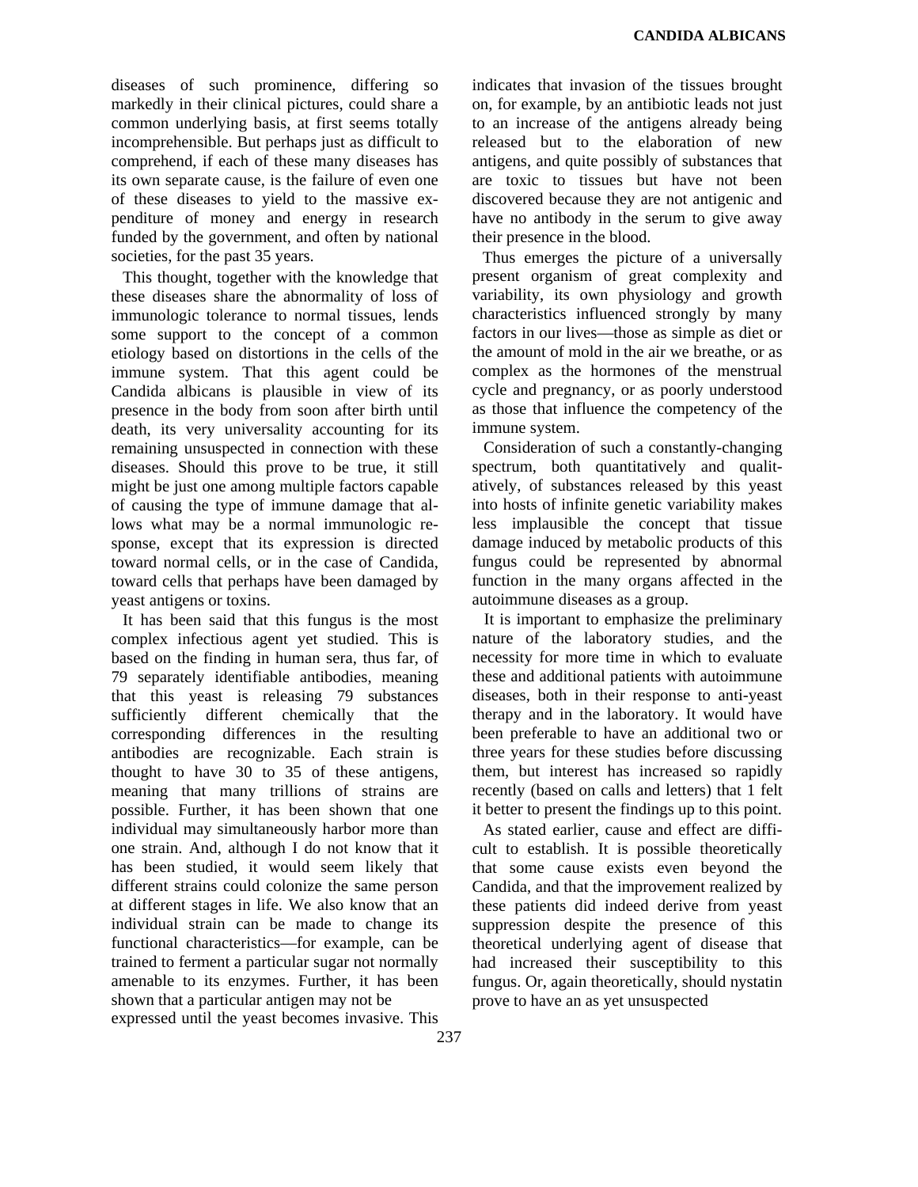diseases of such prominence, differing so markedly in their clinical pictures, could share a common underlying basis, at first seems totally incomprehensible. But perhaps just as difficult to comprehend, if each of these many diseases has its own separate cause, is the failure of even one of these diseases to yield to the massive expenditure of money and energy in research funded by the government, and often by national societies, for the past 35 years.

This thought, together with the knowledge that these diseases share the abnormality of loss of immunologic tolerance to normal tissues, lends some support to the concept of a common etiology based on distortions in the cells of the immune system. That this agent could be Candida albicans is plausible in view of its presence in the body from soon after birth until death, its very universality accounting for its remaining unsuspected in connection with these diseases. Should this prove to be true, it still might be just one among multiple factors capable of causing the type of immune damage that allows what may be a normal immunologic response, except that its expression is directed toward normal cells, or in the case of Candida, toward cells that perhaps have been damaged by yeast antigens or toxins.

It has been said that this fungus is the most complex infectious agent yet studied. This is based on the finding in human sera, thus far, of 79 separately identifiable antibodies, meaning that this yeast is releasing 79 substances sufficiently different chemically that the corresponding differences in the resulting antibodies are recognizable. Each strain is thought to have 30 to 35 of these antigens, meaning that many trillions of strains are possible. Further, it has been shown that one individual may simultaneously harbor more than one strain. And, although I do not know that it has been studied, it would seem likely that different strains could colonize the same person at different stages in life. We also know that an individual strain can be made to change its functional characteristics—for example, can be trained to ferment a particular sugar not normally amenable to its enzymes. Further, it has been shown that a particular antigen may not be expressed until the yeast becomes invasive. This indicates that invasion of the tissues brought on, for example, by an antibiotic leads not just to an increase of the antigens already being released but to the elaboration of new antigens, and quite possibly of substances that are toxic to tissues but have not been discovered because they are not antigenic and have no antibody in the serum to give away their presence in the blood.

Thus emerges the picture of a universally present organism of great complexity and variability, its own physiology and growth characteristics influenced strongly by many factors in our lives—those as simple as diet or the amount of mold in the air we breathe, or as complex as the hormones of the menstrual cycle and pregnancy, or as poorly understood as those that influence the competency of the immune system.

Consideration of such a constantly-changing spectrum, both quantitatively and qualitatively, of substances released by this yeast into hosts of infinite genetic variability makes less implausible the concept that tissue damage induced by metabolic products of this fungus could be represented by abnormal function in the many organs affected in the autoimmune diseases as a group.

It is important to emphasize the preliminary nature of the laboratory studies, and the necessity for more time in which to evaluate these and additional patients with autoimmune diseases, both in their response to anti-yeast therapy and in the laboratory. It would have been preferable to have an additional two or three years for these studies before discussing them, but interest has increased so rapidly recently (based on calls and letters) that 1 felt it better to present the findings up to this point.

As stated earlier, cause and effect are difficult to establish. It is possible theoretically that some cause exists even beyond the Candida, and that the improvement realized by these patients did indeed derive from yeast suppression despite the presence of this theoretical underlying agent of disease that had increased their susceptibility to this fungus. Or, again theoretically, should nystatin prove to have an as yet unsuspected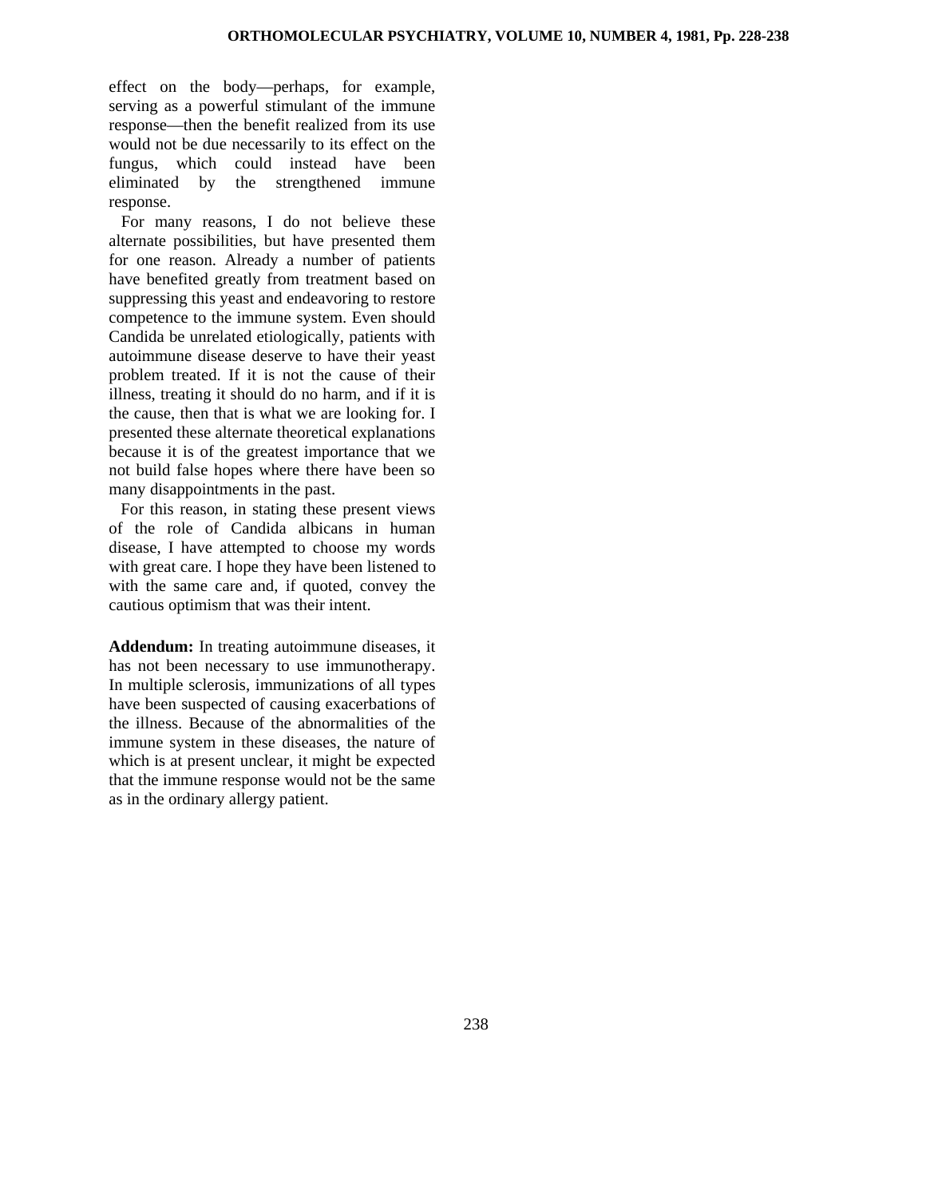effect on the body—perhaps, for example, serving as a powerful stimulant of the immune response—then the benefit realized from its use would not be due necessarily to its effect on the fungus, which could instead have been eliminated by the strengthened immune response.

For many reasons, I do not believe these alternate possibilities, but have presented them for one reason. Already a number of patients have benefited greatly from treatment based on suppressing this yeast and endeavoring to restore competence to the immune system. Even should Candida be unrelated etiologically, patients with autoimmune disease deserve to have their yeast problem treated. If it is not the cause of their illness, treating it should do no harm, and if it is the cause, then that is what we are looking for. I presented these alternate theoretical explanations because it is of the greatest importance that we not build false hopes where there have been so many disappointments in the past.

For this reason, in stating these present views of the role of Candida albicans in human disease, I have attempted to choose my words with great care. I hope they have been listened to with the same care and, if quoted, convey the cautious optimism that was their intent.

**Addendum:** In treating autoimmune diseases, it has not been necessary to use immunotherapy. In multiple sclerosis, immunizations of all types have been suspected of causing exacerbations of the illness. Because of the abnormalities of the immune system in these diseases, the nature of which is at present unclear, it might be expected that the immune response would not be the same as in the ordinary allergy patient.